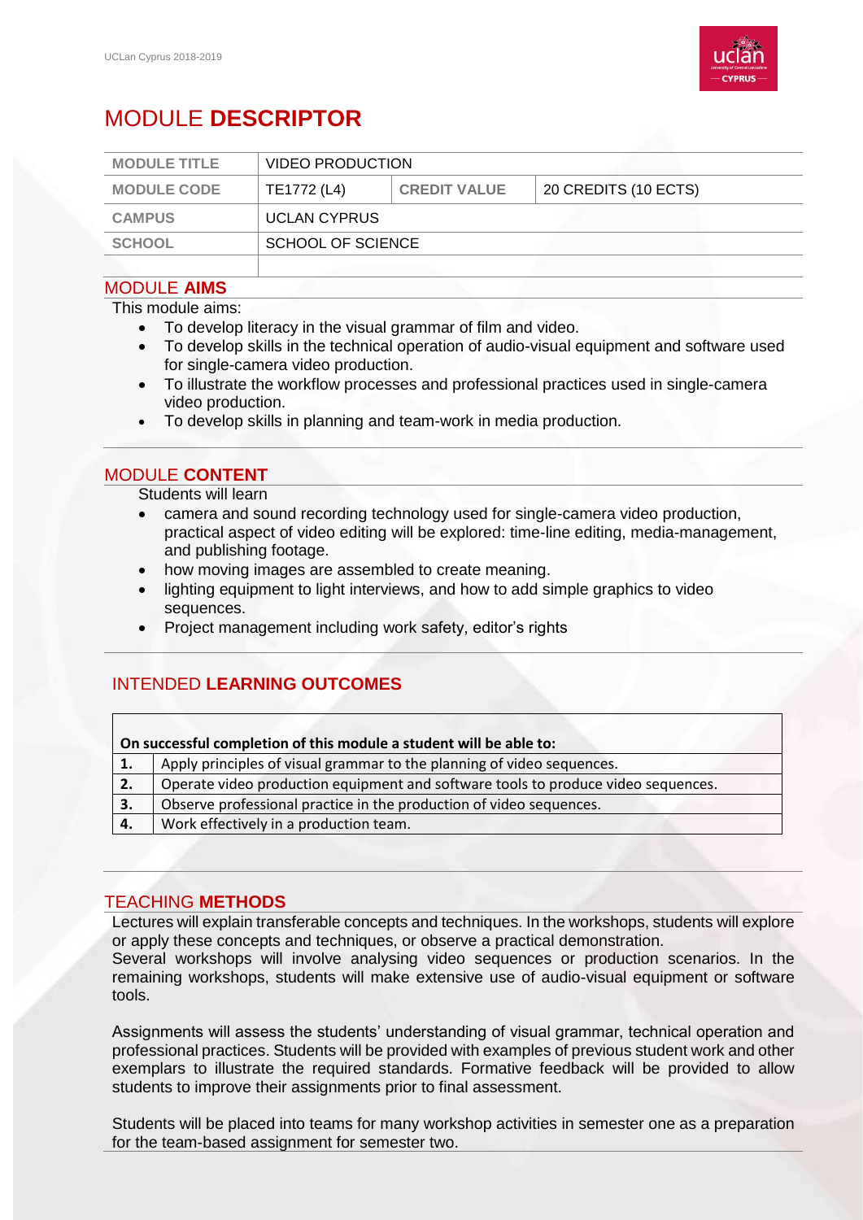# MODULE **DESCRIPTOR**

| MODULE TITLE | VIDEO PRODUCTION | | |
|---|---|---|---|
| MODULE CODE | TE1772 (L4) | CREDIT VALUE | 20 CREDITS (10 ECTS) |
| CAMPUS | UCLAN CYPRUS | | |
| SCHOOL | SCHOOL OF SCIENCE | | |
| | | | |

## MODULE **AIMS**

This module aims:

- To develop literacy in the visual grammar of film and video.
- To develop skills in the technical operation of audio-visual equipment and software used for single-camera video production.
- To illustrate the workflow processes and professional practices used in single-camera video production.
- To develop skills in planning and team-work in media production.

## MODULE **CONTENT**

Students will learn

- camera and sound recording technology used for single-camera video production, practical aspect of video editing will be explored: time-line editing, media-management, and publishing footage.
- how moving images are assembled to create meaning.
- lighting equipment to light interviews, and how to add simple graphics to video sequences.
- Project management including work safety, editor's rights

## INTENDED **LEARNING OUTCOMES**

| On successful completion of this module a student will be able to: | |
|---|---|
| **1.** | Apply principles of visual grammar to the planning of video sequences. |
| **2.** | Operate video production equipment and software tools to produce video sequences. |
| **3.** | Observe professional practice in the production of video sequences. |
| **4.** | Work effectively in a production team. |

## TEACHING **METHODS**

Lectures will explain transferable concepts and techniques. In the workshops, students will explore or apply these concepts and techniques, or observe a practical demonstration.
Several workshops will involve analysing video sequences or production scenarios. In the remaining workshops, students will make extensive use of audio-visual equipment or software tools.

Assignments will assess the students' understanding of visual grammar, technical operation and professional practices. Students will be provided with examples of previous student work and other exemplars to illustrate the required standards. Formative feedback will be provided to allow students to improve their assignments prior to final assessment.

Students will be placed into teams for many workshop activities in semester one as a preparation for the team-based assignment for semester two.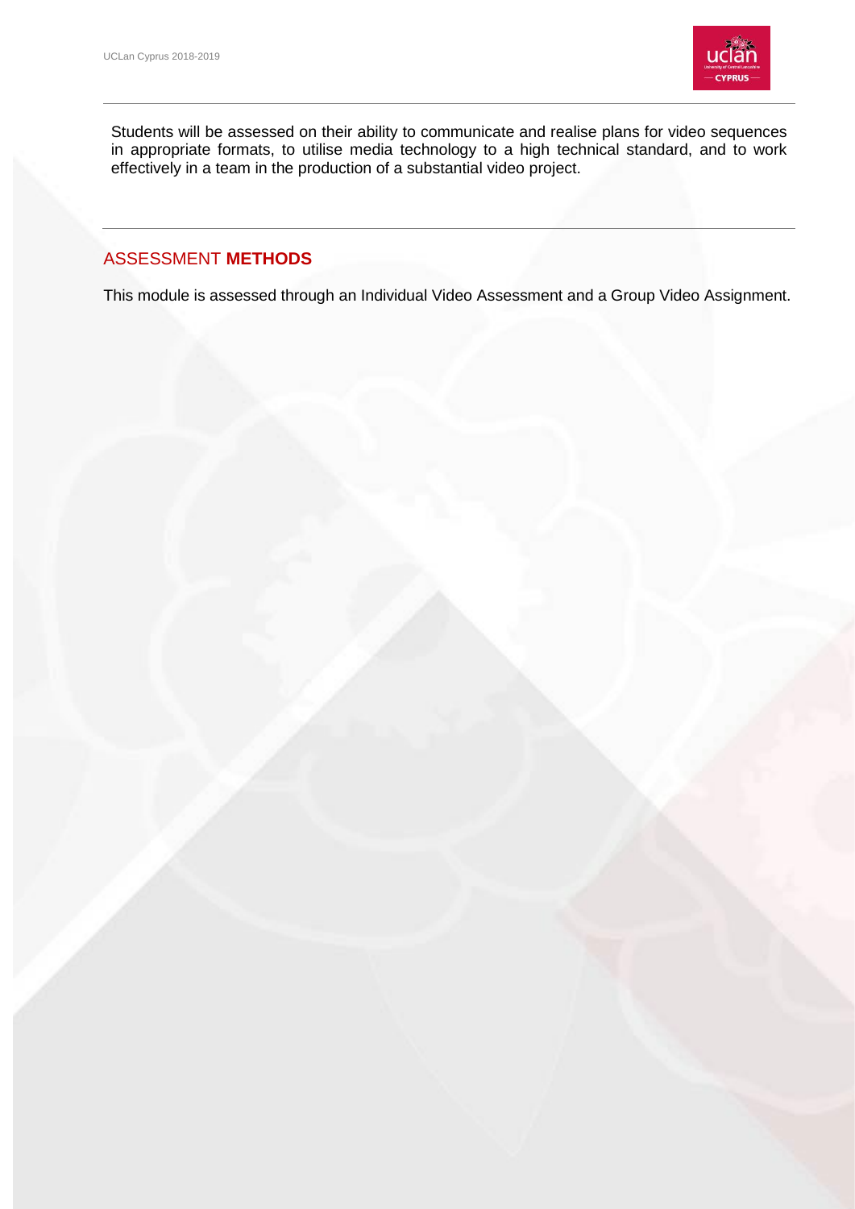Students will be assessed on their ability to communicate and realise plans for video sequences in appropriate formats, to utilise media technology to a high technical standard, and to work effectively in a team in the production of a substantial video project.

## ASSESSMENT **METHODS**

This module is assessed through an Individual Video Assessment and a Group Video Assignment.